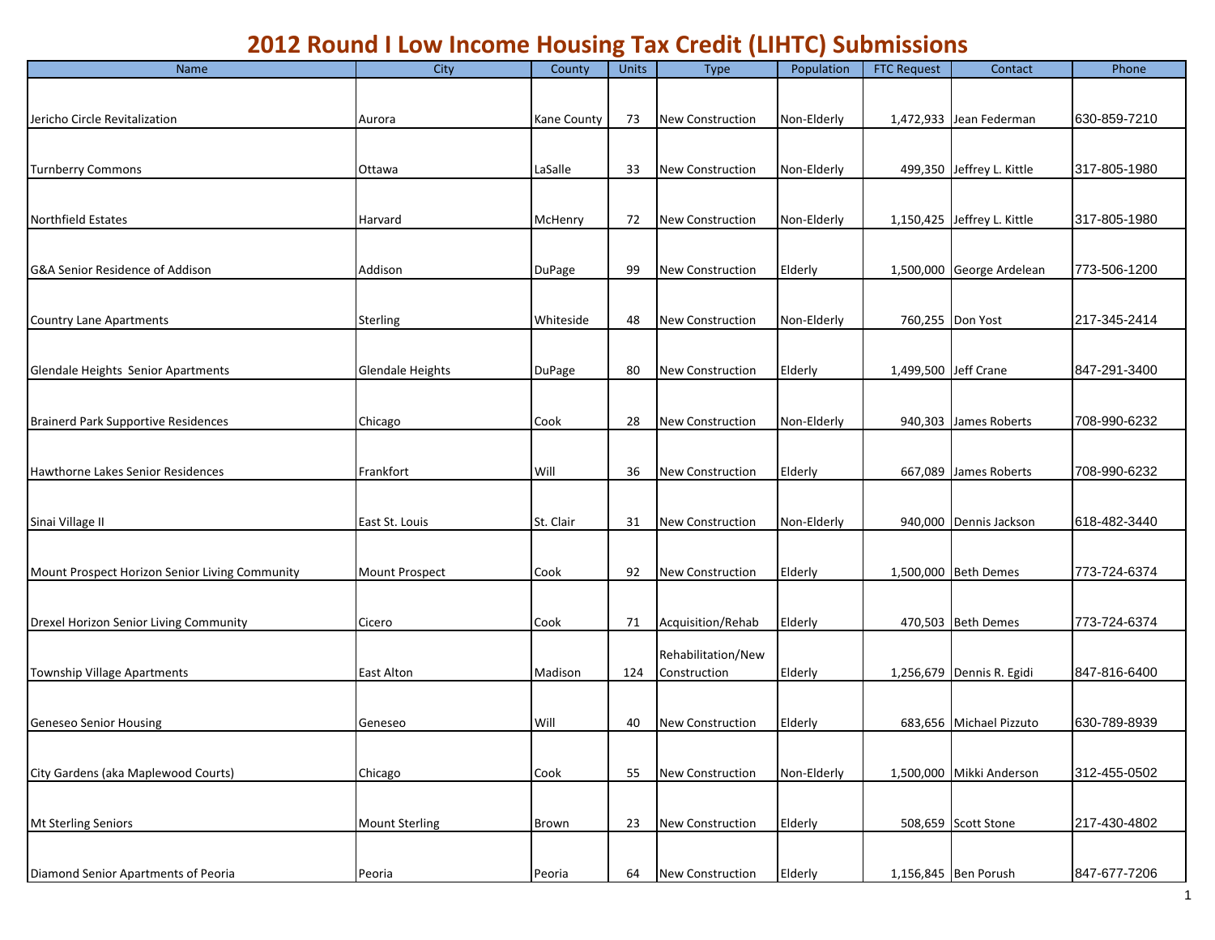# 2012 Round I Low Income Housing Tax Credit (LIHTC) Submissions

| Name | City | County | Units | Type | Population | FTC Request | Contact | Phone |
|---|---|---|---|---|---|---|---|---|
| Jericho Circle Revitalization | Aurora | Kane County | 73 | New Construction | Non-Elderly | 1,472,933 | Jean Federman | 630-859-7210 |
| Turnberry Commons | Ottawa | LaSalle | 33 | New Construction | Non-Elderly | 499,350 | Jeffrey L. Kittle | 317-805-1980 |
| Northfield Estates | Harvard | McHenry | 72 | New Construction | Non-Elderly | 1,150,425 | Jeffrey L. Kittle | 317-805-1980 |
| G&A Senior Residence of Addison | Addison | DuPage | 99 | New Construction | Elderly | 1,500,000 | George Ardelean | 773-506-1200 |
| Country Lane Apartments | Sterling | Whiteside | 48 | New Construction | Non-Elderly | 760,255 | Don Yost | 217-345-2414 |
| Glendale Heights Senior Apartments | Glendale Heights | DuPage | 80 | New Construction | Elderly | 1,499,500 | Jeff Crane | 847-291-3400 |
| Brainerd Park Supportive Residences | Chicago | Cook | 28 | New Construction | Non-Elderly | 940,303 | James Roberts | 708-990-6232 |
| Hawthorne Lakes Senior Residences | Frankfort | Will | 36 | New Construction | Elderly | 667,089 | James Roberts | 708-990-6232 |
| Sinai Village II | East St. Louis | St. Clair | 31 | New Construction | Non-Elderly | 940,000 | Dennis Jackson | 618-482-3440 |
| Mount Prospect Horizon Senior Living Community | Mount Prospect | Cook | 92 | New Construction | Elderly | 1,500,000 | Beth Demes | 773-724-6374 |
| Drexel Horizon Senior Living Community | Cicero | Cook | 71 | Acquisition/Rehab | Elderly | 470,503 | Beth Demes | 773-724-6374 |
| Township Village Apartments | East Alton | Madison | 124 | Rehabilitation/New Construction | Elderly | 1,256,679 | Dennis R. Egidi | 847-816-6400 |
| Geneseo Senior Housing | Geneseo | Will | 40 | New Construction | Elderly | 683,656 | Michael Pizzuto | 630-789-8939 |
| City Gardens (aka Maplewood Courts) | Chicago | Cook | 55 | New Construction | Non-Elderly | 1,500,000 | Mikki Anderson | 312-455-0502 |
| Mt Sterling Seniors | Mount Sterling | Brown | 23 | New Construction | Elderly | 508,659 | Scott Stone | 217-430-4802 |
| Diamond Senior Apartments of Peoria | Peoria | Peoria | 64 | New Construction | Elderly | 1,156,845 | Ben Porush | 847-677-7206 |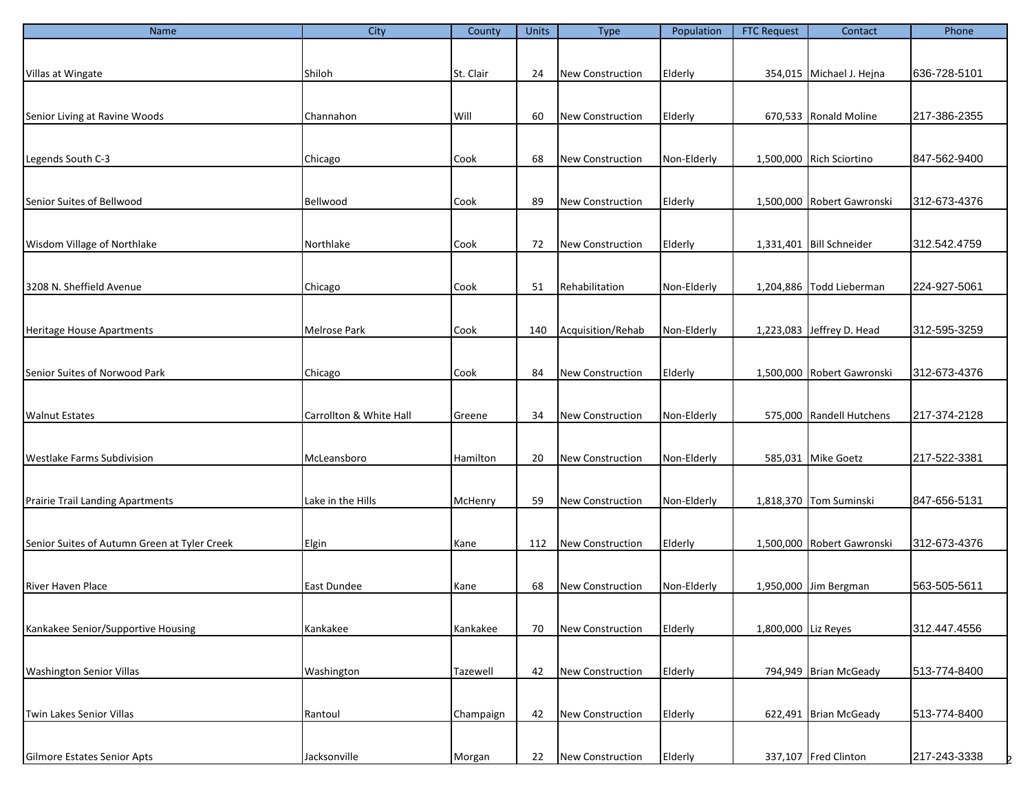| Name | City | County | Units | Type | Population | FTC Request | Contact | Phone |
|---|---|---|---|---|---|---|---|---|
| Villas at Wingate | Shiloh | St. Clair | 24 | New Construction | Elderly | 354,015 | Michael J. Hejna | 636-728-5101 |
| Senior Living at Ravine Woods | Channahon | Will | 60 | New Construction | Elderly | 670,533 | Ronald Moline | 217-386-2355 |
| Legends South C-3 | Chicago | Cook | 68 | New Construction | Non-Elderly | 1,500,000 | Rich Sciortino | 847-562-9400 |
| Senior Suites of Bellwood | Bellwood | Cook | 89 | New Construction | Elderly | 1,500,000 | Robert Gawronski | 312-673-4376 |
| Wisdom Village of Northlake | Northlake | Cook | 72 | New Construction | Elderly | 1,331,401 | Bill Schneider | 312.542.4759 |
| 3208 N. Sheffield Avenue | Chicago | Cook | 51 | Rehabilitation | Non-Elderly | 1,204,886 | Todd Lieberman | 224-927-5061 |
| Heritage House Apartments | Melrose Park | Cook | 140 | Acquisition/Rehab | Non-Elderly | 1,223,083 | Jeffrey D. Head | 312-595-3259 |
| Senior Suites of Norwood Park | Chicago | Cook | 84 | New Construction | Elderly | 1,500,000 | Robert Gawronski | 312-673-4376 |
| Walnut Estates | Carrollton & White Hall | Greene | 34 | New Construction | Non-Elderly | 575,000 | Randell Hutchens | 217-374-2128 |
| Westlake Farms Subdivision | McLeansboro | Hamilton | 20 | New Construction | Non-Elderly | 585,031 | Mike Goetz | 217-522-3381 |
| Prairie Trail Landing Apartments | Lake in the Hills | McHenry | 59 | New Construction | Non-Elderly | 1,818,370 | Tom Suminski | 847-656-5131 |
| Senior Suites of Autumn Green at Tyler Creek | Elgin | Kane | 112 | New Construction | Elderly | 1,500,000 | Robert Gawronski | 312-673-4376 |
| River Haven Place | East Dundee | Kane | 68 | New Construction | Non-Elderly | 1,950,000 | Jim Bergman | 563-505-5611 |
| Kankakee Senior/Supportive Housing | Kankakee | Kankakee | 70 | New Construction | Elderly | 1,800,000 | Liz Reyes | 312.447.4556 |
| Washington Senior Villas | Washington | Tazewell | 42 | New Construction | Elderly | 794,949 | Brian McGeady | 513-774-8400 |
| Twin Lakes Senior Villas | Rantoul | Champaign | 42 | New Construction | Elderly | 622,491 | Brian McGeady | 513-774-8400 |
| Gilmore Estates Senior Apts | Jacksonville | Morgan | 22 | New Construction | Elderly | 337,107 | Fred Clinton | 217-243-3338 |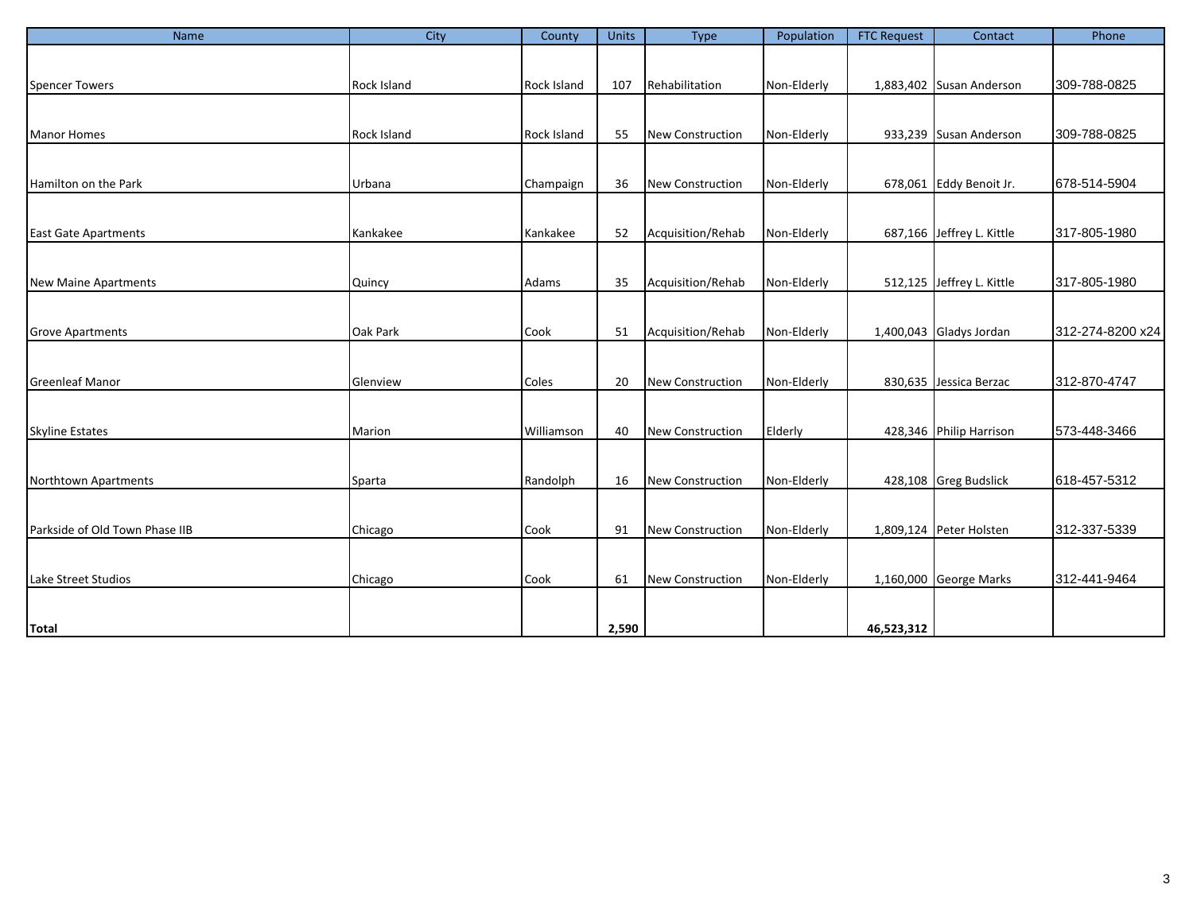| Name | City | County | Units | Type | Population | FTC Request | Contact | Phone |
|---|---|---|---|---|---|---|---|---|
| Spencer Towers | Rock Island | Rock Island | 107 | Rehabilitation | Non-Elderly | 1,883,402 | Susan Anderson | 309-788-0825 |
| Manor Homes | Rock Island | Rock Island | 55 | New Construction | Non-Elderly | 933,239 | Susan Anderson | 309-788-0825 |
| Hamilton on the Park | Urbana | Champaign | 36 | New Construction | Non-Elderly | 678,061 | Eddy Benoit Jr. | 678-514-5904 |
| East Gate Apartments | Kankakee | Kankakee | 52 | Acquisition/Rehab | Non-Elderly | 687,166 | Jeffrey L. Kittle | 317-805-1980 |
| New Maine Apartments | Quincy | Adams | 35 | Acquisition/Rehab | Non-Elderly | 512,125 | Jeffrey L. Kittle | 317-805-1980 |
| Grove Apartments | Oak Park | Cook | 51 | Acquisition/Rehab | Non-Elderly | 1,400,043 | Gladys Jordan | 312-274-8200 x24 |
| Greenleaf Manor | Glenview | Coles | 20 | New Construction | Non-Elderly | 830,635 | Jessica Berzac | 312-870-4747 |
| Skyline Estates | Marion | Williamson | 40 | New Construction | Elderly | 428,346 | Philip Harrison | 573-448-3466 |
| Northtown Apartments | Sparta | Randolph | 16 | New Construction | Non-Elderly | 428,108 | Greg Budslick | 618-457-5312 |
| Parkside of Old Town Phase IIB | Chicago | Cook | 91 | New Construction | Non-Elderly | 1,809,124 | Peter Holsten | 312-337-5339 |
| Lake Street Studios | Chicago | Cook | 61 | New Construction | Non-Elderly | 1,160,000 | George Marks | 312-441-9464 |
| **Total** | | | **2,590** | | | **46,523,312** | | |